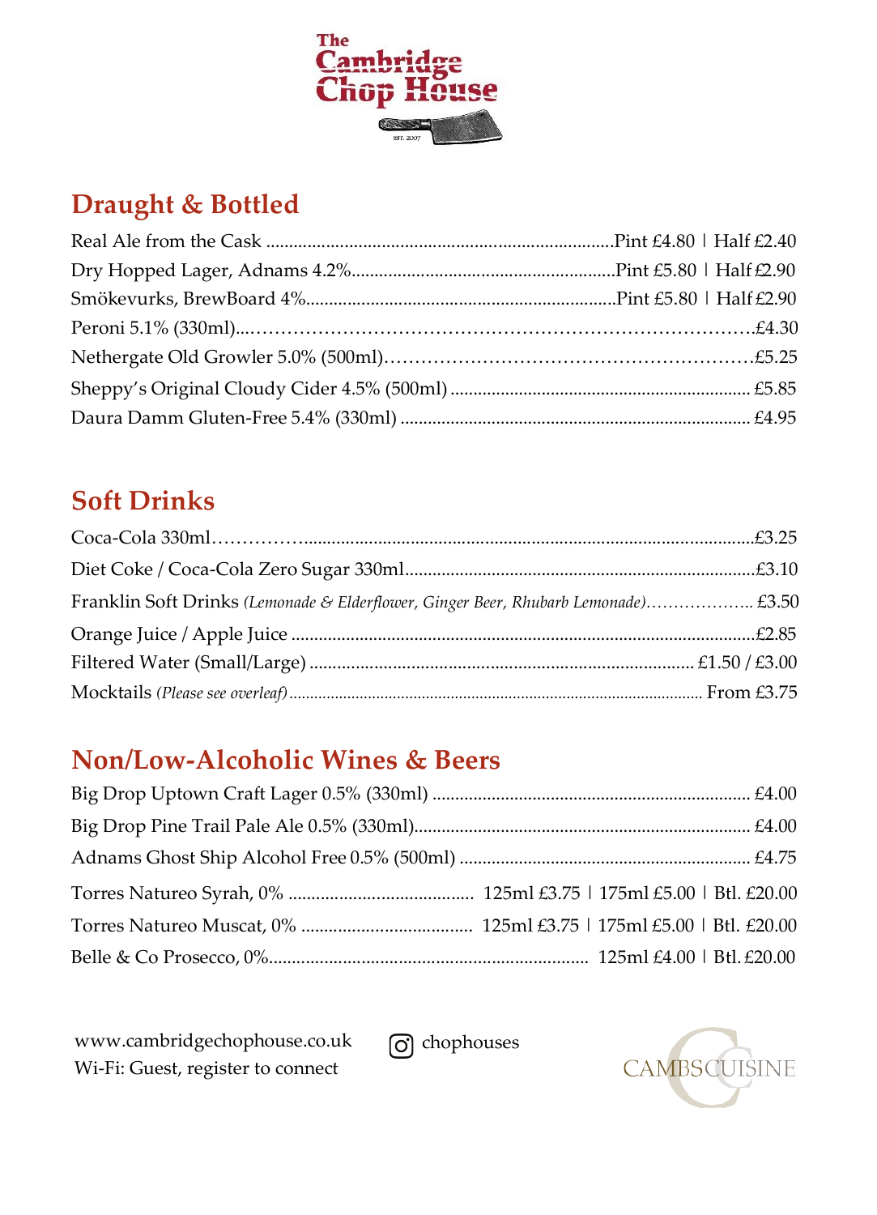# The Cambridge Chop House

EST. 2007

## Draught & Bottled

| Item | Price |
|---|---|
| Real Ale from the Cask | Pint £4.80 \| Half £2.40 |
| Dry Hopped Lager, Adnams 4.2% | Pint £5.80 \| Half £2.90 |
| Smökevurks, BrewBoard 4% | Pint £5.80 \| Half £2.90 |
| Peroni 5.1% (330ml) | £4.30 |
| Nethergate Old Growler 5.0% (500ml) | £5.25 |
| Sheppy's Original Cloudy Cider 4.5% (500ml) | £5.85 |
| Daura Damm Gluten-Free 5.4% (330ml) | £4.95 |

## Soft Drinks

| Item | Price |
|---|---|
| Coca-Cola 330ml | £3.25 |
| Diet Coke / Coca-Cola Zero Sugar 330ml | £3.10 |
| Franklin Soft Drinks *(Lemonade & Elderflower, Ginger Beer, Rhubarb Lemonade)* | £3.50 |
| Orange Juice / Apple Juice | £2.85 |
| Filtered Water (Small/Large) | £1.50 / £3.00 |
| Mocktails *(Please see overleaf)* | From £3.75 |

## Non/Low-Alcoholic Wines & Beers

| Item | Price |
|---|---|
| Big Drop Uptown Craft Lager 0.5% (330ml) | £4.00 |
| Big Drop Pine Trail Pale Ale 0.5% (330ml) | £4.00 |
| Adnams Ghost Ship Alcohol Free 0.5% (500ml) | £4.75 |
| Torres Natureo Syrah, 0% | 125ml £3.75 \| 175ml £5.00 \| Btl. £20.00 |
| Torres Natureo Muscat, 0% | 125ml £3.75 \| 175ml £5.00 \| Btl. £20.00 |
| Belle & Co Prosecco, 0% | 125ml £4.00 \| Btl. £20.00 |

www.cambridgechophouse.co.uk
Wi-Fi: Guest, register to connect

chophouses

CAMBSCUISINE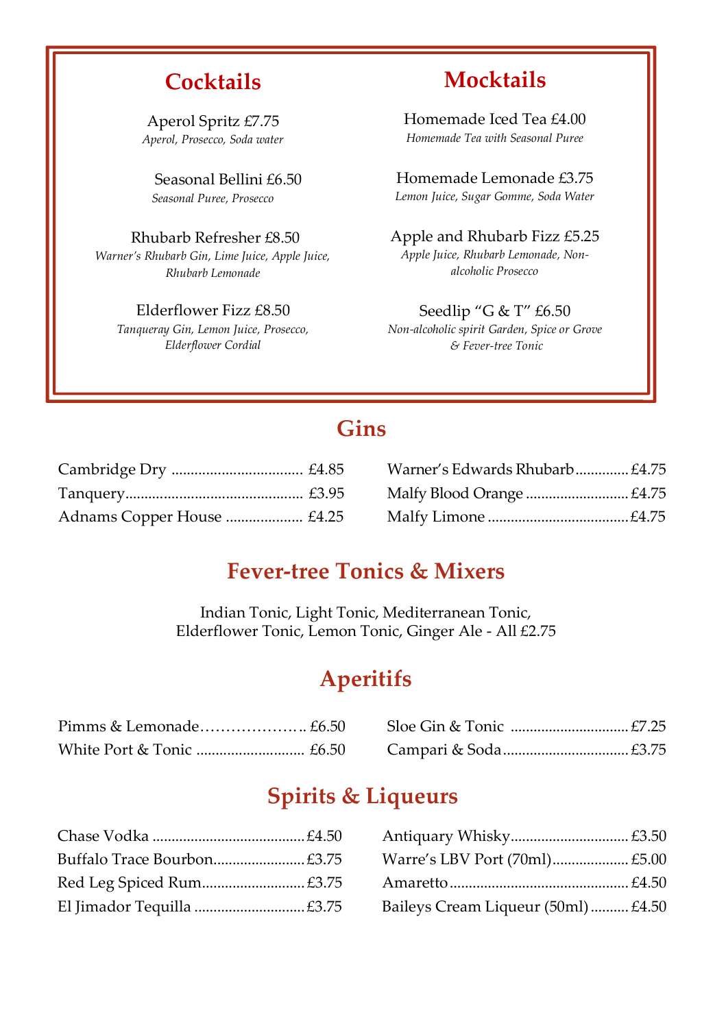## Cocktails

Aperol Spritz £7.75
*Aperol, Prosecco, Soda water*

Seasonal Bellini £6.50
*Seasonal Puree, Prosecco*

Rhubarb Refresher £8.50
*Warner's Rhubarb Gin, Lime Juice, Apple Juice, Rhubarb Lemonade*

Elderflower Fizz £8.50
*Tanqueray Gin, Lemon Juice, Prosecco, Elderflower Cordial*

## Mocktails

Homemade Iced Tea £4.00
*Homemade Tea with Seasonal Puree*

Homemade Lemonade £3.75
*Lemon Juice, Sugar Gomme, Soda Water*

Apple and Rhubarb Fizz £5.25
*Apple Juice, Rhubarb Lemonade, Non-alcoholic Prosecco*

Seedlip "G & T" £6.50
*Non-alcoholic spirit Garden, Spice or Grove & Fever-tree Tonic*

## Gins

| | | | |
|---|---|---|---|
| Cambridge Dry | £4.85 | Warner's Edwards Rhubarb | £4.75 |
| Tanquery | £3.95 | Malfy Blood Orange | £4.75 |
| Adnams Copper House | £4.25 | Malfy Limone | £4.75 |

## Fever-tree Tonics & Mixers

Indian Tonic, Light Tonic, Mediterranean Tonic,
Elderflower Tonic, Lemon Tonic, Ginger Ale - All £2.75

## Aperitifs

| | | | |
|---|---|---|---|
| Pimms & Lemonade | £6.50 | Sloe Gin & Tonic | £7.25 |
| White Port & Tonic | £6.50 | Campari & Soda | £3.75 |

## Spirits & Liqueurs

| | | | |
|---|---|---|---|
| Chase Vodka | £4.50 | Antiquary Whisky | £3.50 |
| Buffalo Trace Bourbon | £3.75 | Warre's LBV Port (70ml) | £5.00 |
| Red Leg Spiced Rum | £3.75 | Amaretto | £4.50 |
| El Jimador Tequilla | £3.75 | Baileys Cream Liqueur (50ml) | £4.50 |